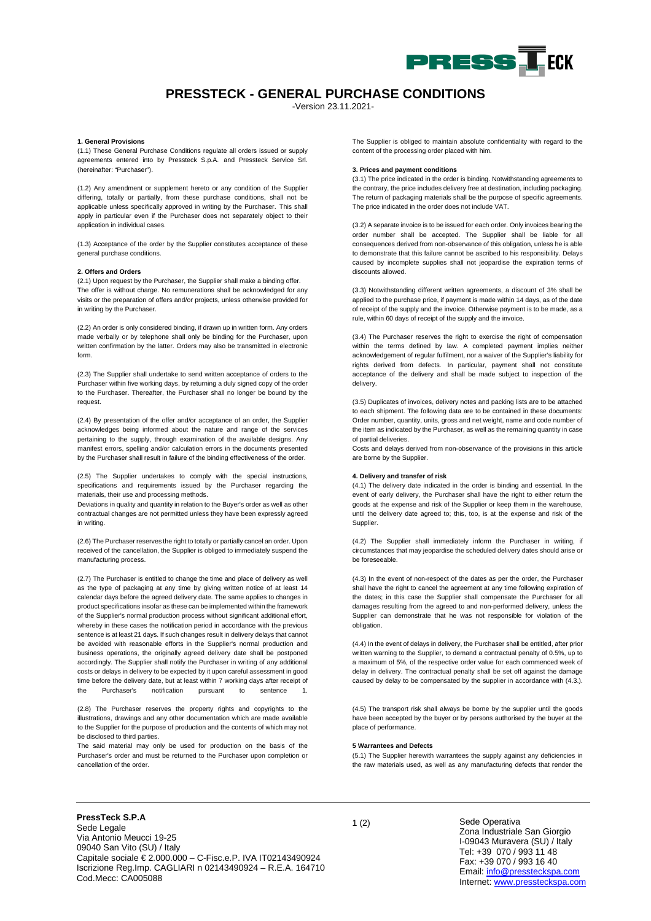# PRESSTECK - GENERAL PURCHASE CONDITIONS

-Version 23.11.2021-

**1. General Provisions**

(1.1) These General Purchase Conditions regulate all orders issued or supply agreements entered into by Pressteck S.p.A. and Pressteck Service Srl. (hereinafter: "Purchaser").

(1.2) Any amendment or supplement hereto or any condition of the Supplier differing, totally or partially, from these purchase conditions, shall not be applicable unless specifically approved in writing by the Purchaser. This shall apply in particular even if the Purchaser does not separately object to their application in individual cases.

(1.3) Acceptance of the order by the Supplier constitutes acceptance of these general purchase conditions.

**2. Offers and Orders**

(2.1) Upon request by the Purchaser, the Supplier shall make a binding offer. The offer is without charge. No remunerations shall be acknowledged for any visits or the preparation of offers and/or projects, unless otherwise provided for in writing by the Purchaser.

(2.2) An order is only considered binding, if drawn up in written form. Any orders made verbally or by telephone shall only be binding for the Purchaser, upon written confirmation by the latter. Orders may also be transmitted in electronic form.

(2.3) The Supplier shall undertake to send written acceptance of orders to the Purchaser within five working days, by returning a duly signed copy of the order to the Purchaser. Thereafter, the Purchaser shall no longer be bound by the request.

(2.4) By presentation of the offer and/or acceptance of an order, the Supplier acknowledges being informed about the nature and range of the services pertaining to the supply, through examination of the available designs. Any manifest errors, spelling and/or calculation errors in the documents presented by the Purchaser shall result in failure of the binding effectiveness of the order.

(2.5) The Supplier undertakes to comply with the special instructions, specifications and requirements issued by the Purchaser regarding the materials, their use and processing methods.

Deviations in quality and quantity in relation to the Buyer's order as well as other contractual changes are not permitted unless they have been expressly agreed in writing.

(2.6) The Purchaser reserves the right to totally or partially cancel an order. Upon received of the cancellation, the Supplier is obliged to immediately suspend the manufacturing process.

(2.7) The Purchaser is entitled to change the time and place of delivery as well as the type of packaging at any time by giving written notice of at least 14 calendar days before the agreed delivery date. The same applies to changes in product specifications insofar as these can be implemented within the framework of the Supplier's normal production process without significant additional effort, whereby in these cases the notification period in accordance with the previous sentence is at least 21 days. If such changes result in delivery delays that cannot be avoided with reasonable efforts in the Supplier's normal production and business operations, the originally agreed delivery date shall be postponed accordingly. The Supplier shall notify the Purchaser in writing of any additional costs or delays in delivery to be expected by it upon careful assessment in good time before the delivery date, but at least within 7 working days after receipt of the Purchaser's notification pursuant to sentence 1.

(2.8) The Purchaser reserves the property rights and copyrights to the illustrations, drawings and any other documentation which are made available to the Supplier for the purpose of production and the contents of which may not be disclosed to third parties.

The said material may only be used for production on the basis of the Purchaser's order and must be returned to the Purchaser upon completion or cancellation of the order.

The Supplier is obliged to maintain absolute confidentiality with regard to the content of the processing order placed with him.

**3. Prices and payment conditions**

(3.1) The price indicated in the order is binding. Notwithstanding agreements to the contrary, the price includes delivery free at destination, including packaging. The return of packaging materials shall be the purpose of specific agreements. The price indicated in the order does not include VAT.

(3.2) A separate invoice is to be issued for each order. Only invoices bearing the order number shall be accepted. The Supplier shall be liable for all consequences derived from non-observance of this obligation, unless he is able to demonstrate that this failure cannot be ascribed to his responsibility. Delays caused by incomplete supplies shall not jeopardise the expiration terms of discounts allowed.

(3.3) Notwithstanding different written agreements, a discount of 3% shall be applied to the purchase price, if payment is made within 14 days, as of the date of receipt of the supply and the invoice. Otherwise payment is to be made, as a rule, within 60 days of receipt of the supply and the invoice.

(3.4) The Purchaser reserves the right to exercise the right of compensation within the terms defined by law. A completed payment implies neither acknowledgement of regular fulfilment, nor a waiver of the Supplier's liability for rights derived from defects. In particular, payment shall not constitute acceptance of the delivery and shall be made subject to inspection of the delivery.

(3.5) Duplicates of invoices, delivery notes and packing lists are to be attached to each shipment. The following data are to be contained in these documents: Order number, quantity, units, gross and net weight, name and code number of the item as indicated by the Purchaser, as well as the remaining quantity in case of partial deliveries.

Costs and delays derived from non-observance of the provisions in this article are borne by the Supplier.

**4. Delivery and transfer of risk**

(4.1) The delivery date indicated in the order is binding and essential. In the event of early delivery, the Purchaser shall have the right to either return the goods at the expense and risk of the Supplier or keep them in the warehouse, until the delivery date agreed to; this, too, is at the expense and risk of the Supplier.

(4.2) The Supplier shall immediately inform the Purchaser in writing, if circumstances that may jeopardise the scheduled delivery dates should arise or be foreseeable.

(4.3) In the event of non-respect of the dates as per the order, the Purchaser shall have the right to cancel the agreement at any time following expiration of the dates; in this case the Supplier shall compensate the Purchaser for all damages resulting from the agreed to and non-performed delivery, unless the Supplier can demonstrate that he was not responsible for violation of the obligation.

(4.4) In the event of delays in delivery, the Purchaser shall be entitled, after prior written warning to the Supplier, to demand a contractual penalty of 0.5%, up to a maximum of 5%, of the respective order value for each commenced week of delay in delivery. The contractual penalty shall be set off against the damage caused by delay to be compensated by the supplier in accordance with (4.3.).

(4.5) The transport risk shall always be borne by the supplier until the goods have been accepted by the buyer or by persons authorised by the buyer at the place of performance.

**5 Warrantees and Defects**

(5.1) The Supplier herewith warrantees the supply against any deficiencies in the raw materials used, as well as any manufacturing defects that render the

**PressTeck S.P.A**
Sede Legale
Via Antonio Meucci 19-25
09040 San Vito (SU) / Italy
Capitale sociale € 2.000.000 – C-Fisc.e.P. IVA IT02143490924
Iscrizione Reg.Imp. CAGLIARI n 02143490924 – R.E.A. 164710
Cod.Mecc: CA005088

Sede Operativa
Zona Industriale San Giorgio
I-09043 Muravera (SU) / Italy
Tel: +39 070 / 993 11 48
Fax: +39 070 / 993 16 40
Email: info@pressteckspa.com
Internet: www.pressteckspa.com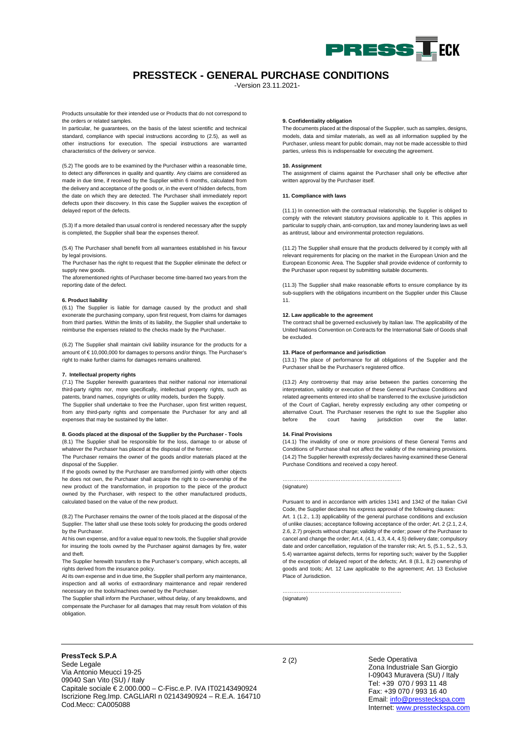Products unsuitable for their intended use or Products that do not correspond to the orders or related samples.

In particular, he guarantees, on the basis of the latest scientific and technical standard, compliance with special instructions according to (2.5), as well as other instructions for execution. The special instructions are warranted characteristics of the delivery or service.

(5.2) The goods are to be examined by the Purchaser within a reasonable time, to detect any differences in quality and quantity. Any claims are considered as made in due time, if received by the Supplier within 6 months, calculated from the delivery and acceptance of the goods or, in the event of hidden defects, from the date on which they are detected. The Purchaser shall immediately report defects upon their discovery. In this case the Supplier waives the exception of delayed report of the defects.

(5.3) If a more detailed than usual control is rendered necessary after the supply is completed, the Supplier shall bear the expenses thereof.

(5.4) The Purchaser shall benefit from all warrantees established in his favour by legal provisions.

The Purchaser has the right to request that the Supplier eliminate the defect or supply new goods.

The aforementioned rights of Purchaser become time-barred two years from the reporting date of the defect.

#### 6. Product liability

(6.1) The Supplier is liable for damage caused by the product and shall exonerate the purchasing company, upon first request, from claims for damages from third parties. Within the limits of its liability, the Supplier shall undertake to reimburse the expenses related to the checks made by the Purchaser.

(6.2) The Supplier shall maintain civil liability insurance for the products for a amount of € 10,000,000 for damages to persons and/or things. The Purchaser's right to make further claims for damages remains unaltered.

#### 7. Intellectual property rights

(7.1) The Supplier herewith guarantees that neither national nor international third-party rights nor, more specifically, intellectual property rights, such as patents, brand names, copyrights or utility models, burden the Supply.

The Supplier shall undertake to free the Purchaser, upon first written request, from any third-party rights and compensate the Purchaser for any and all expenses that may be sustained by the latter.

#### 8. Goods placed at the disposal of the Supplier by the Purchaser - Tools

(8.1) The Supplier shall be responsible for the loss, damage to or abuse of whatever the Purchaser has placed at the disposal of the former.

The Purchaser remains the owner of the goods and/or materials placed at the disposal of the Supplier.

If the goods owned by the Purchaser are transformed jointly with other objects he does not own, the Purchaser shall acquire the right to co-ownership of the new product of the transformation, in proportion to the piece of the product owned by the Purchaser, with respect to the other manufactured products, calculated based on the value of the new product.

(8.2) The Purchaser remains the owner of the tools placed at the disposal of the Supplier. The latter shall use these tools solely for producing the goods ordered by the Purchaser.

At his own expense, and for a value equal to new tools, the Supplier shall provide for insuring the tools owned by the Purchaser against damages by fire, water and theft.

The Supplier herewith transfers to the Purchaser's company, which accepts, all rights derived from the insurance policy.

At its own expense and in due time, the Supplier shall perform any maintenance, inspection and all works of extraordinary maintenance and repair rendered necessary on the tools/machines owned by the Purchaser.

The Supplier shall inform the Purchaser, without delay, of any breakdowns, and compensate the Purchaser for all damages that may result from violation of this obligation.

#### 9. Confidentiality obligation

The documents placed at the disposal of the Supplier, such as samples, designs, models, data and similar materials, as well as all information supplied by the Purchaser, unless meant for public domain, may not be made accessible to third parties, unless this is indispensable for executing the agreement.

#### 10. Assignment

The assignment of claims against the Purchaser shall only be effective after written approval by the Purchaser itself.

#### 11. Compliance with laws

(11.1) In connection with the contractual relationship, the Supplier is obliged to comply with the relevant statutory provisions applicable to it. This applies in particular to supply chain, anti-corruption, tax and money laundering laws as well as antitrust, labour and environmental protection regulations.

(11.2) The Supplier shall ensure that the products delivered by it comply with all relevant requirements for placing on the market in the European Union and the European Economic Area. The Supplier shall provide evidence of conformity to the Purchaser upon request by submitting suitable documents.

(11.3) The Supplier shall make reasonable efforts to ensure compliance by its sub-suppliers with the obligations incumbent on the Supplier under this Clause 11.

#### 12. Law applicable to the agreement

The contract shall be governed exclusively by Italian law. The applicability of the United Nations Convention on Contracts for the International Sale of Goods shall be excluded.

#### 13. Place of performance and jurisdiction

(13.1) The place of performance for all obligations of the Supplier and the Purchaser shall be the Purchaser's registered office.

(13.2) Any controversy that may arise between the parties concerning the interpretation, validity or execution of these General Purchase Conditions and related agreements entered into shall be transferred to the exclusive jurisdiction of the Court of Cagliari, hereby expressly excluding any other competing or alternative Court. The Purchaser reserves the right to sue the Supplier also before the court having jurisdiction over the latter.

#### 14. Final Provisions

(14.1) The invalidity of one or more provisions of these General Terms and Conditions of Purchase shall not affect the validity of the remaining provisions.
(14.2) The Supplier herewith expressly declares having examined these General Purchase Conditions and received a copy hereof.

…………………………………………………………

(signature)

Pursuant to and in accordance with articles 1341 and 1342 of the Italian Civil Code, the Supplier declares his express approval of the following clauses: Art. 1 (1.2., 1.3) applicability of the general purchase conditions and exclusion of unlike clauses; acceptance following acceptance of the order; Art. 2 (2.1, 2.4, 2.6, 2.7) projects without charge; validity of the order; power of the Purchaser to cancel and change the order; Art.4, (4.1, 4.3, 4.4, 4.5) delivery date; compulsory date and order cancellation, regulation of the transfer risk; Art. 5, (5.1., 5.2., 5.3, 5.4) warrantee against defects, terms for reporting such; waiver by the Supplier of the exception of delayed report of the defects; Art. 8 (8.1, 8.2) ownership of goods and tools; Art. 12 Law applicable to the agreement; Art. 13 Exclusive Place of Jurisdiction.

…………………………………………………………

(signature)

**PressTeck S.P.A**
Sede Legale
Via Antonio Meucci 19-25
09040 San Vito (SU) / Italy
Capitale sociale € 2.000.000 – C-Fisc.e.P. IVA IT02143490924
Iscrizione Reg.Imp. CAGLIARI n 02143490924 – R.E.A. 164710
Cod.Mecc: CA005088

Sede Operativa
Zona Industriale San Giorgio
I-09043 Muravera (SU) / Italy
Tel: +39 070 / 993 11 48
Fax: +39 070 / 993 16 40
Email: info@pressteckspa.com
Internet: www.pressteckspa.com